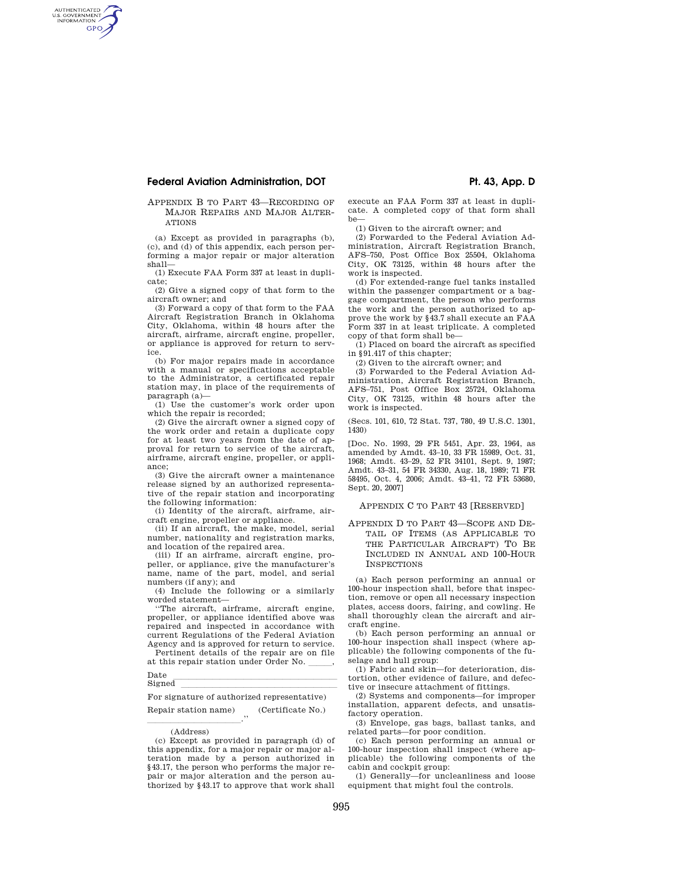## Appendix B to Part 43—Recording of Major Repairs and Major Alterations

(a) Except as provided in paragraphs (b), (c), and (d) of this appendix, each person performing a major repair or major alteration shall—

(1) Execute FAA Form 337 at least in duplicate;

(2) Give a signed copy of that form to the aircraft owner; and

(3) Forward a copy of that form to the FAA Aircraft Registration Branch in Oklahoma City, Oklahoma, within 48 hours after the aircraft, airframe, aircraft engine, propeller, or appliance is approved for return to service.

(b) For major repairs made in accordance with a manual or specifications acceptable to the Administrator, a certificated repair station may, in place of the requirements of paragraph (a)—

(1) Use the customer's work order upon which the repair is recorded;

(2) Give the aircraft owner a signed copy of the work order and retain a duplicate copy for at least two years from the date of approval for return to service of the aircraft, airframe, aircraft engine, propeller, or appliance;

(3) Give the aircraft owner a maintenance release signed by an authorized representative of the repair station and incorporating the following information:

(i) Identity of the aircraft, airframe, aircraft engine, propeller or appliance.

(ii) If an aircraft, the make, model, serial number, nationality and registration marks, and location of the repaired area.

(iii) If an airframe, aircraft engine, propeller, or appliance, give the manufacturer's name, name of the part, model, and serial numbers (if any); and

(4) Include the following or a similarly worded statement—

"The aircraft, airframe, aircraft engine, propeller, or appliance identified above was repaired and inspected in accordance with current Regulations of the Federal Aviation Agency and is approved for return to service.

Pertinent details of the repair are on file at this repair station under Order No. \_\_\_\_\_,

Date \_\_\_\_\_\_\_\_\_\_\_\_\_\_\_\_\_\_\_\_\_\_\_\_\_\_\_\_\_\_\_\_

Signed \_\_\_\_\_\_\_\_\_\_\_\_\_\_\_\_\_\_\_\_\_\_\_\_\_\_\_\_\_\_\_\_

For signature of authorized representative)

Repair station name) (Certificate No.)

\_\_\_\_\_\_\_\_\_\_\_\_\_\_\_\_\_\_\_\_."

(Address)

(c) Except as provided in paragraph (d) of this appendix, for a major repair or major alteration made by a person authorized in §43.17, the person who performs the major repair or major alteration and the person authorized by §43.17 to approve that work shall execute an FAA Form 337 at least in duplicate. A completed copy of that form shall be—

(1) Given to the aircraft owner; and

(2) Forwarded to the Federal Aviation Administration, Aircraft Registration Branch, AFS–750, Post Office Box 25504, Oklahoma City, OK 73125, within 48 hours after the work is inspected.

(d) For extended-range fuel tanks installed within the passenger compartment or a baggage compartment, the person who performs the work and the person authorized to approve the work by §43.7 shall execute an FAA Form 337 in at least triplicate. A completed copy of that form shall be—

(1) Placed on board the aircraft as specified in §91.417 of this chapter;

(2) Given to the aircraft owner; and

(3) Forwarded to the Federal Aviation Administration, Aircraft Registration Branch, AFS–751, Post Office Box 25724, Oklahoma City, OK 73125, within 48 hours after the work is inspected.

(Secs. 101, 610, 72 Stat. 737, 780, 49 U.S.C. 1301, 1430)

[Doc. No. 1993, 29 FR 5451, Apr. 23, 1964, as amended by Amdt. 43–10, 33 FR 15989, Oct. 31, 1968; Amdt. 43–29, 52 FR 34101, Sept. 9, 1987; Amdt. 43–31, 54 FR 34330, Aug. 18, 1989; 71 FR 58495, Oct. 4, 2006; Amdt. 43–41, 72 FR 53680, Sept. 20, 2007]

## Appendix C to Part 43 [Reserved]

## Appendix D to Part 43—Scope and Detail of Items (as Applicable to the Particular Aircraft) To Be Included in Annual and 100-Hour Inspections

(a) Each person performing an annual or 100-hour inspection shall, before that inspection, remove or open all necessary inspection plates, access doors, fairing, and cowling. He shall thoroughly clean the aircraft and aircraft engine.

(b) Each person performing an annual or 100-hour inspection shall inspect (where applicable) the following components of the fuselage and hull group:

(1) Fabric and skin—for deterioration, distortion, other evidence of failure, and defective or insecure attachment of fittings.

(2) Systems and components—for improper installation, apparent defects, and unsatisfactory operation.

(3) Envelope, gas bags, ballast tanks, and related parts—for poor condition.

(c) Each person performing an annual or 100-hour inspection shall inspect (where applicable) the following components of the cabin and cockpit group:

(1) Generally—for uncleanliness and loose equipment that might foul the controls.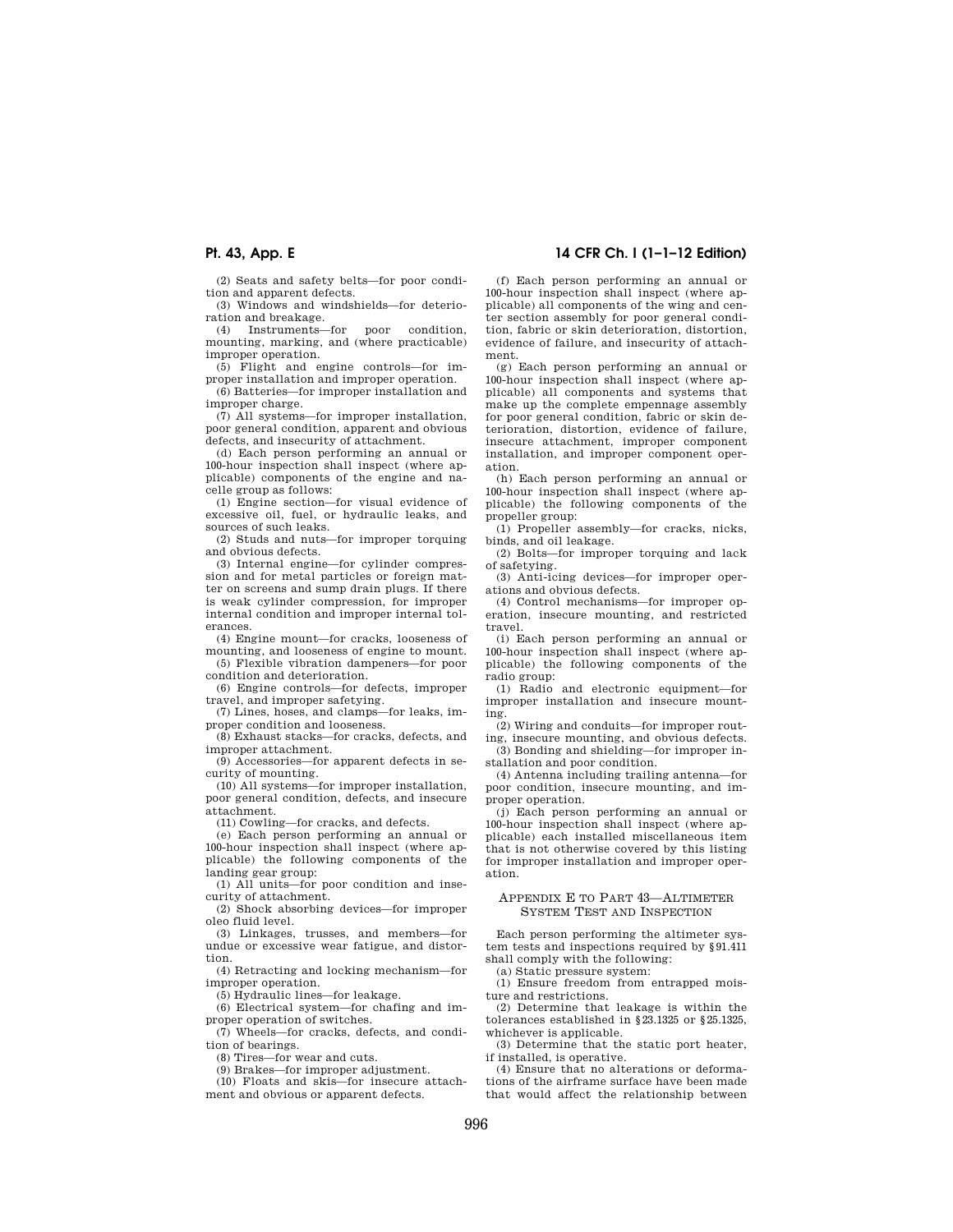(2) Seats and safety belts—for poor condition and apparent defects.

(3) Windows and windshields—for deterioration and breakage.

(4) Instruments—for poor condition, mounting, marking, and (where practicable) improper operation.

(5) Flight and engine controls—for improper installation and improper operation.

(6) Batteries—for improper installation and improper charge.

(7) All systems—for improper installation, poor general condition, apparent and obvious defects, and insecurity of attachment.

(d) Each person performing an annual or 100-hour inspection shall inspect (where applicable) components of the engine and nacelle group as follows:

(1) Engine section—for visual evidence of excessive oil, fuel, or hydraulic leaks, and sources of such leaks.

(2) Studs and nuts—for improper torquing and obvious defects.

(3) Internal engine—for cylinder compression and for metal particles or foreign matter on screens and sump drain plugs. If there is weak cylinder compression, for improper internal condition and improper internal tolerances.

(4) Engine mount—for cracks, looseness of mounting, and looseness of engine to mount.

(5) Flexible vibration dampeners—for poor condition and deterioration.

(6) Engine controls—for defects, improper travel, and improper safetying.

(7) Lines, hoses, and clamps—for leaks, improper condition and looseness.

(8) Exhaust stacks—for cracks, defects, and improper attachment.

(9) Accessories—for apparent defects in security of mounting.

(10) All systems—for improper installation, poor general condition, defects, and insecure attachment.

(11) Cowling—for cracks, and defects.

(e) Each person performing an annual or 100-hour inspection shall inspect (where applicable) the following components of the landing gear group:

(1) All units—for poor condition and insecurity of attachment.

(2) Shock absorbing devices—for improper oleo fluid level.

(3) Linkages, trusses, and members—for undue or excessive wear fatigue, and distortion.

(4) Retracting and locking mechanism—for improper operation.

(5) Hydraulic lines—for leakage.

(6) Electrical system—for chafing and improper operation of switches.

(7) Wheels—for cracks, defects, and condition of bearings.

(8) Tires—for wear and cuts.

(9) Brakes—for improper adjustment.

(10) Floats and skis—for insecure attachment and obvious or apparent defects.

(f) Each person performing an annual or 100-hour inspection shall inspect (where applicable) all components of the wing and center section assembly for poor general condition, fabric or skin deterioration, distortion, evidence of failure, and insecurity of attachment.

(g) Each person performing an annual or 100-hour inspection shall inspect (where applicable) all components and systems that make up the complete empennage assembly for poor general condition, fabric or skin deterioration, distortion, evidence of failure, insecure attachment, improper component installation, and improper component operation.

(h) Each person performing an annual or 100-hour inspection shall inspect (where applicable) the following components of the propeller group:

(1) Propeller assembly—for cracks, nicks, binds, and oil leakage.

(2) Bolts—for improper torquing and lack of safetying.

(3) Anti-icing devices—for improper operations and obvious defects.

(4) Control mechanisms—for improper operation, insecure mounting, and restricted travel.

(i) Each person performing an annual or 100-hour inspection shall inspect (where applicable) the following components of the radio group:

(1) Radio and electronic equipment—for improper installation and insecure mounting.

(2) Wiring and conduits—for improper routing, insecure mounting, and obvious defects.

(3) Bonding and shielding—for improper installation and poor condition.

(4) Antenna including trailing antenna—for poor condition, insecure mounting, and improper operation.

(j) Each person performing an annual or 100-hour inspection shall inspect (where applicable) each installed miscellaneous item that is not otherwise covered by this listing for improper installation and improper operation.

## APPENDIX E TO PART 43—ALTIMETER SYSTEM TEST AND INSPECTION

Each person performing the altimeter system tests and inspections required by §91.411 shall comply with the following:

(a) Static pressure system:

(1) Ensure freedom from entrapped moisture and restrictions.

(2) Determine that leakage is within the tolerances established in §23.1325 or §25.1325, whichever is applicable.

(3) Determine that the static port heater, if installed, is operative.

(4) Ensure that no alterations or deformations of the airframe surface have been made that would affect the relationship between